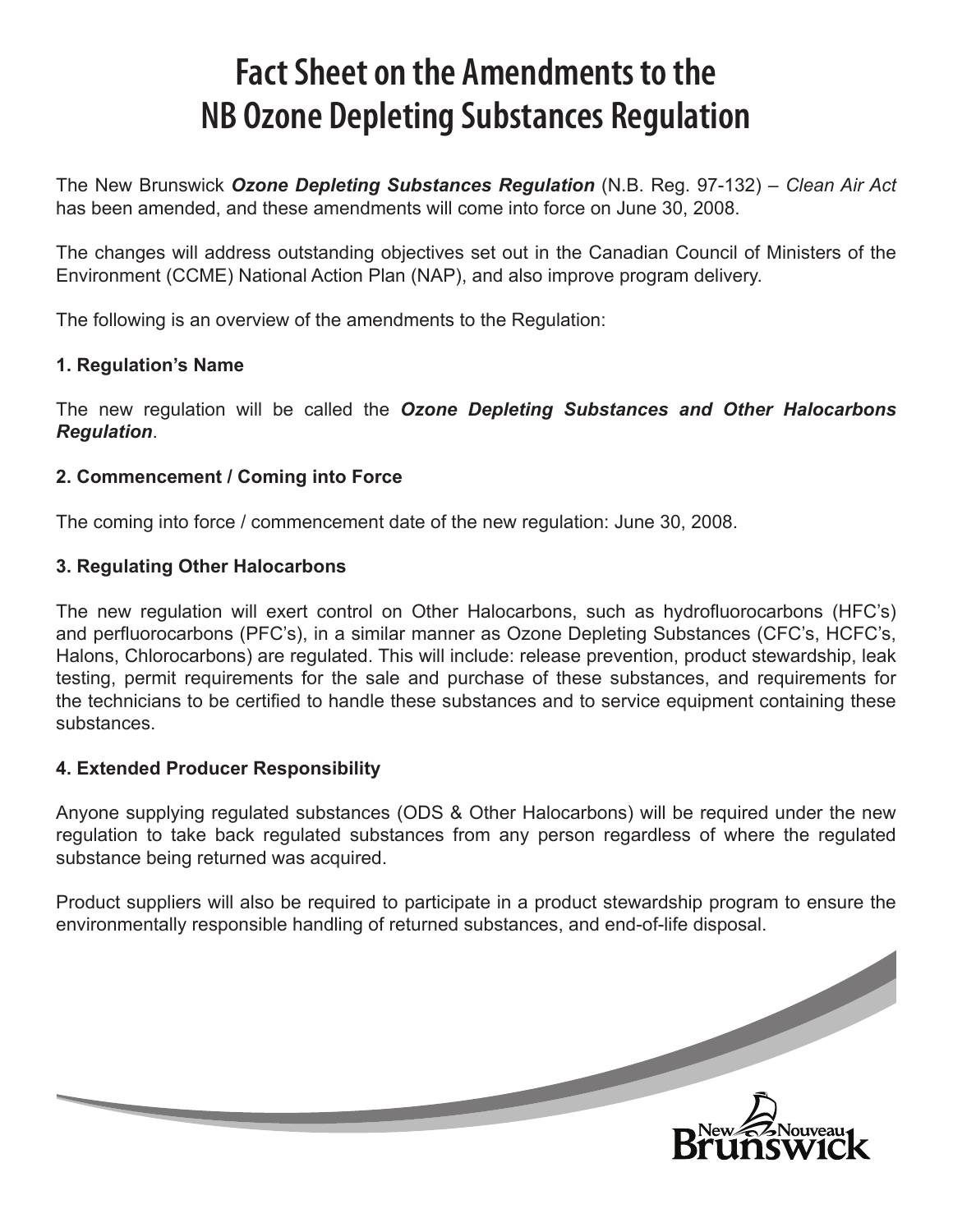# Fact Sheet on the Amendments to the NB Ozone Depleting Substances Regulation

The New Brunswick ***Ozone Depleting Substances Regulation*** (N.B. Reg. 97-132) – *Clean Air Act* has been amended, and these amendments will come into force on June 30, 2008.

The changes will address outstanding objectives set out in the Canadian Council of Ministers of the Environment (CCME) National Action Plan (NAP), and also improve program delivery.

The following is an overview of the amendments to the Regulation:

### 1. Regulation's Name

The new regulation will be called the ***Ozone Depleting Substances and Other Halocarbons Regulation***.

### 2. Commencement / Coming into Force

The coming into force / commencement date of the new regulation: June 30, 2008.

### 3. Regulating Other Halocarbons

The new regulation will exert control on Other Halocarbons, such as hydrofluorocarbons (HFC's) and perfluorocarbons (PFC's), in a similar manner as Ozone Depleting Substances (CFC's, HCFC's, Halons, Chlorocarbons) are regulated. This will include: release prevention, product stewardship, leak testing, permit requirements for the sale and purchase of these substances, and requirements for the technicians to be certified to handle these substances and to service equipment containing these substances.

### 4. Extended Producer Responsibility

Anyone supplying regulated substances (ODS & Other Halocarbons) will be required under the new regulation to take back regulated substances from any person regardless of where the regulated substance being returned was acquired.

Product suppliers will also be required to participate in a product stewardship program to ensure the environmentally responsible handling of returned substances, and end-of-life disposal.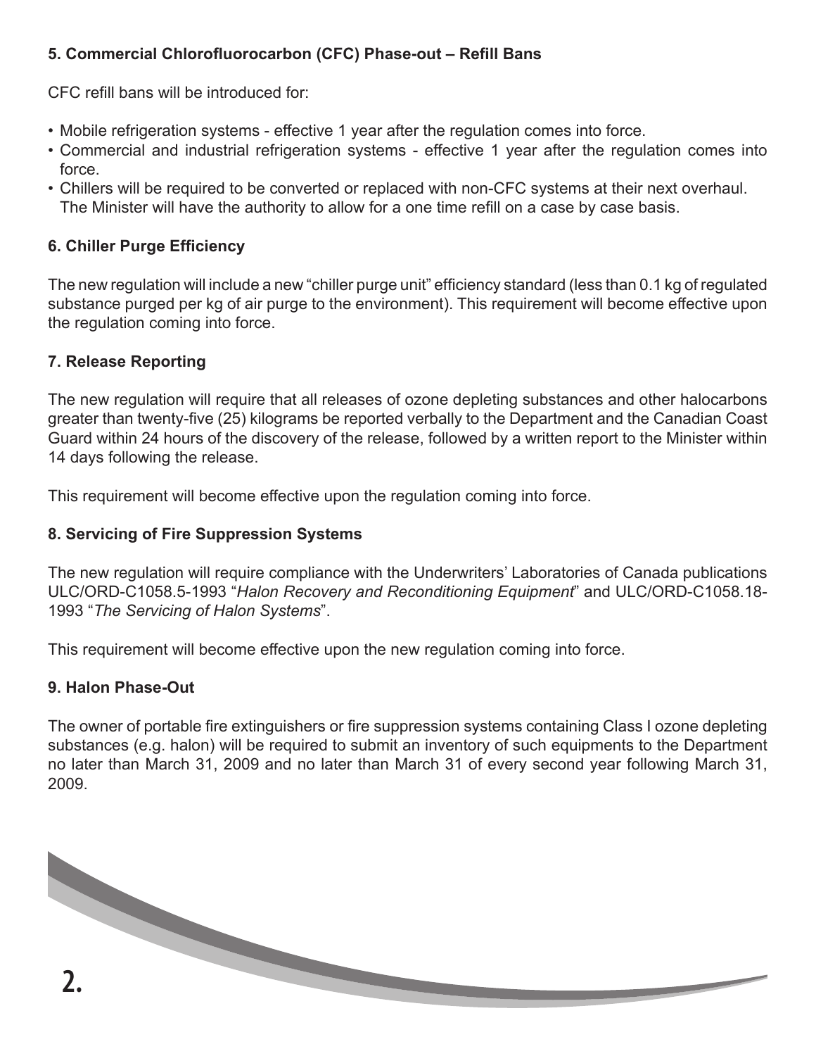#### 5. Commercial Chlorofluorocarbon (CFC) Phase-out – Refill Bans

CFC refill bans will be introduced for:

- Mobile refrigeration systems - effective 1 year after the regulation comes into force.
- Commercial and industrial refrigeration systems - effective 1 year after the regulation comes into force.
- Chillers will be required to be converted or replaced with non-CFC systems at their next overhaul. The Minister will have the authority to allow for a one time refill on a case by case basis.

#### 6. Chiller Purge Efficiency

The new regulation will include a new "chiller purge unit" efficiency standard (less than 0.1 kg of regulated substance purged per kg of air purge to the environment). This requirement will become effective upon the regulation coming into force.

#### 7. Release Reporting

The new regulation will require that all releases of ozone depleting substances and other halocarbons greater than twenty-five (25) kilograms be reported verbally to the Department and the Canadian Coast Guard within 24 hours of the discovery of the release, followed by a written report to the Minister within 14 days following the release.

This requirement will become effective upon the regulation coming into force.

#### 8. Servicing of Fire Suppression Systems

The new regulation will require compliance with the Underwriters' Laboratories of Canada publications ULC/ORD-C1058.5-1993 "*Halon Recovery and Reconditioning Equipment*" and ULC/ORD-C1058.18-1993 "*The Servicing of Halon Systems*".

This requirement will become effective upon the new regulation coming into force.

#### 9. Halon Phase-Out

The owner of portable fire extinguishers or fire suppression systems containing Class I ozone depleting substances (e.g. halon) will be required to submit an inventory of such equipments to the Department no later than March 31, 2009 and no later than March 31 of every second year following March 31, 2009.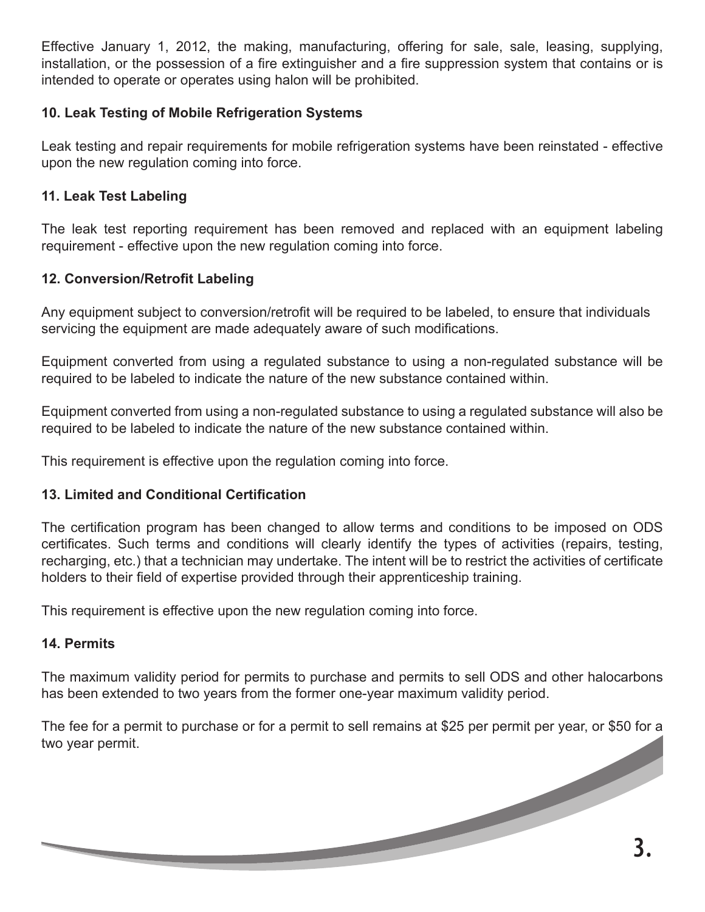Effective January 1, 2012, the making, manufacturing, offering for sale, sale, leasing, supplying, installation, or the possession of a fire extinguisher and a fire suppression system that contains or is intended to operate or operates using halon will be prohibited.

### 10. Leak Testing of Mobile Refrigeration Systems

Leak testing and repair requirements for mobile refrigeration systems have been reinstated - effective upon the new regulation coming into force.

### 11. Leak Test Labeling

The leak test reporting requirement has been removed and replaced with an equipment labeling requirement - effective upon the new regulation coming into force.

### 12. Conversion/Retrofit Labeling

Any equipment subject to conversion/retrofit will be required to be labeled, to ensure that individuals servicing the equipment are made adequately aware of such modifications.

Equipment converted from using a regulated substance to using a non-regulated substance will be required to be labeled to indicate the nature of the new substance contained within.

Equipment converted from using a non-regulated substance to using a regulated substance will also be required to be labeled to indicate the nature of the new substance contained within.

This requirement is effective upon the regulation coming into force.

### 13. Limited and Conditional Certification

The certification program has been changed to allow terms and conditions to be imposed on ODS certificates. Such terms and conditions will clearly identify the types of activities (repairs, testing, recharging, etc.) that a technician may undertake. The intent will be to restrict the activities of certificate holders to their field of expertise provided through their apprenticeship training.

This requirement is effective upon the new regulation coming into force.

### 14. Permits

The maximum validity period for permits to purchase and permits to sell ODS and other halocarbons has been extended to two years from the former one-year maximum validity period.

The fee for a permit to purchase or for a permit to sell remains at $25 per permit per year, or $50 for a two year permit.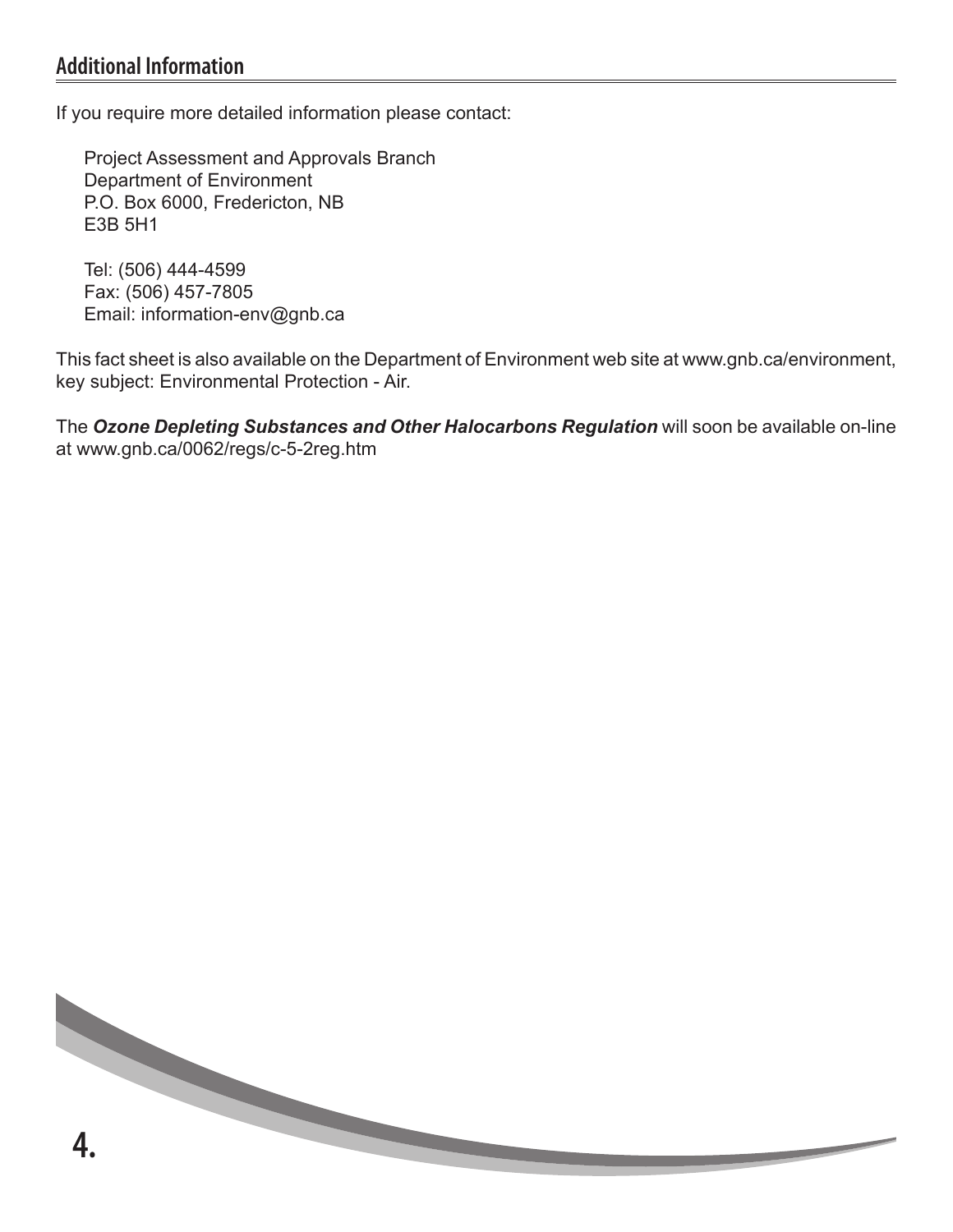## Additional Information

If you require more detailed information please contact:

Project Assessment and Approvals Branch
Department of Environment
P.O. Box 6000, Fredericton, NB
E3B 5H1

Tel: (506) 444-4599
Fax: (506) 457-7805
Email: information-env@gnb.ca

This fact sheet is also available on the Department of Environment web site at www.gnb.ca/environment, key subject: Environmental Protection - Air.

The ***Ozone Depleting Substances and Other Halocarbons Regulation*** will soon be available on-line at www.gnb.ca/0062/regs/c-5-2reg.htm